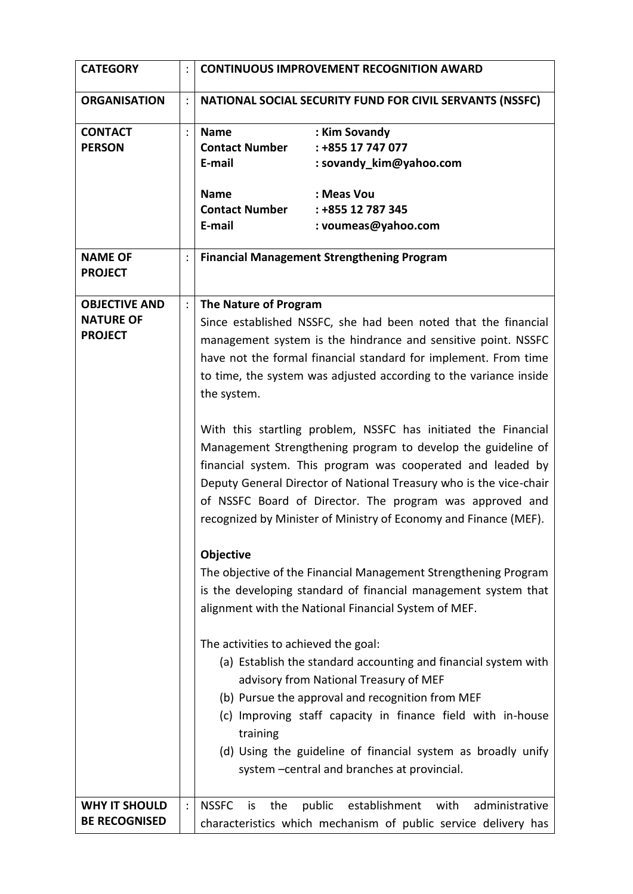| | | |
|---|---|---|
| **CATEGORY** | : | **CONTINUOUS IMPROVEMENT RECOGNITION AWARD** |
| **ORGANISATION** | : | **NATIONAL SOCIAL SECURITY FUND FOR CIVIL SERVANTS (NSSFC)** |
| **CONTACT PERSON** | : | **Name** : **Kim Sovandy**<br>**Contact Number** : **+855 17 747 077**<br>**E-mail** : **sovandy_kim@yahoo.com**<br><br>**Name** : **Meas Vou**<br>**Contact Number** : **+855 12 787 345**<br>**E-mail** : **voumeas@yahoo.com** |
| **NAME OF PROJECT** | : | **Financial Management Strengthening Program** |
| **OBJECTIVE AND NATURE OF PROJECT** | : | **The Nature of Program**<br>Since established NSSFC, she had been noted that the financial management system is the hindrance and sensitive point. NSSFC have not the formal financial standard for implement. From time to time, the system was adjusted according to the variance inside the system.<br><br>With this startling problem, NSSFC has initiated the Financial Management Strengthening program to develop the guideline of financial system. This program was cooperated and leaded by Deputy General Director of National Treasury who is the vice-chair of NSSFC Board of Director. The program was approved and recognized by Minister of Ministry of Economy and Finance (MEF).<br><br>**Objective**<br>The objective of the Financial Management Strengthening Program is the developing standard of financial management system that alignment with the National Financial System of MEF.<br><br>The activities to achieved the goal:<br>(a) Establish the standard accounting and financial system with advisory from National Treasury of MEF<br>(b) Pursue the approval and recognition from MEF<br>(c) Improving staff capacity in finance field with in-house training<br>(d) Using the guideline of financial system as broadly unify system –central and branches at provincial. |
| **WHY IT SHOULD BE RECOGNISED** | : | NSSFC is the public establishment with administrative characteristics which mechanism of public service delivery has |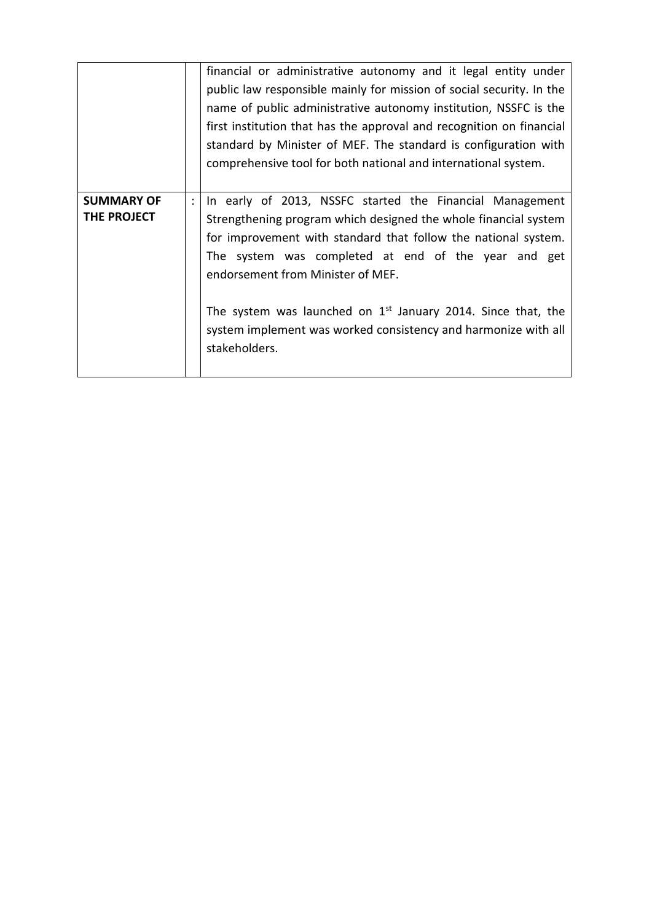| | | |
|---|---|---|
| | | financial or administrative autonomy and it legal entity under public law responsible mainly for mission of social security. In the name of public administrative autonomy institution, NSSFC is the first institution that has the approval and recognition on financial standard by Minister of MEF. The standard is configuration with comprehensive tool for both national and international system. |
| **SUMMARY OF THE PROJECT** | : | In early of 2013, NSSFC started the Financial Management Strengthening program which designed the whole financial system for improvement with standard that follow the national system. The system was completed at end of the year and get endorsement from Minister of MEF.<br><br>The system was launched on 1st January 2014. Since that, the system implement was worked consistency and harmonize with all stakeholders. |